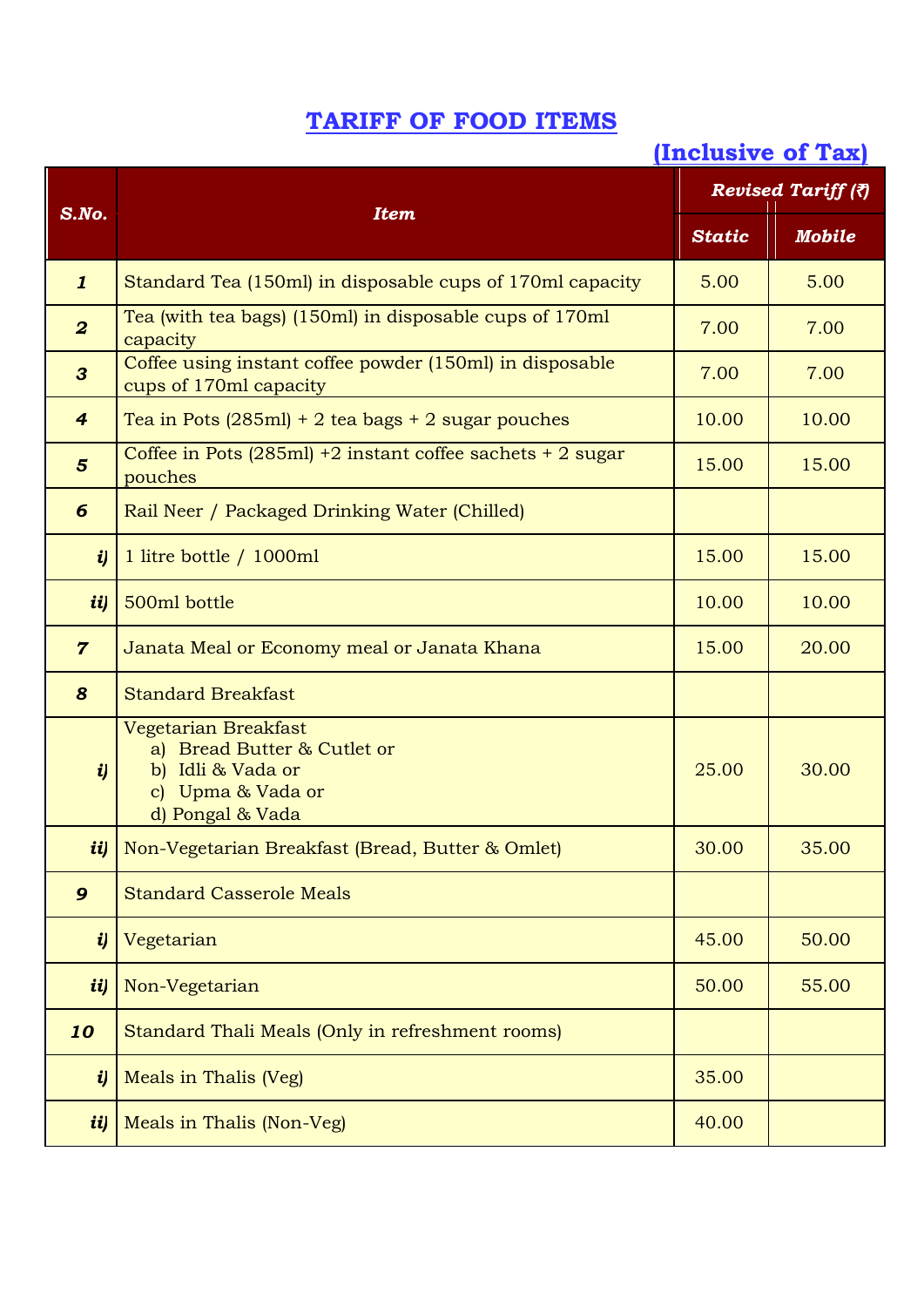# TARIFF OF FOOD ITEMS

**(Inclusive of Tax)**

| S.No. | Item | Revised Tariff (₹) | |
|---|---|---|---|
| | | Static | Mobile |
| 1 | Standard Tea (150ml) in disposable cups of 170ml capacity | 5.00 | 5.00 |
| 2 | Tea (with tea bags) (150ml) in disposable cups of 170ml capacity | 7.00 | 7.00 |
| 3 | Coffee using instant coffee powder (150ml) in disposable cups of 170ml capacity | 7.00 | 7.00 |
| 4 | Tea in Pots (285ml) + 2 tea bags + 2 sugar pouches | 10.00 | 10.00 |
| 5 | Coffee in Pots (285ml) +2 instant coffee sachets + 2 sugar pouches | 15.00 | 15.00 |
| 6 | Rail Neer / Packaged Drinking Water (Chilled) | | |
| i) | 1 litre bottle / 1000ml | 15.00 | 15.00 |
| ii) | 500ml bottle | 10.00 | 10.00 |
| 7 | Janata Meal or Economy meal or Janata Khana | 15.00 | 20.00 |
| 8 | Standard Breakfast | | |
| i) | Vegetarian Breakfast<br>a) Bread Butter & Cutlet or<br>b) Idli & Vada or<br>c) Upma & Vada or<br>d) Pongal & Vada | 25.00 | 30.00 |
| ii) | Non-Vegetarian Breakfast (Bread, Butter & Omlet) | 30.00 | 35.00 |
| 9 | Standard Casserole Meals | | |
| i) | Vegetarian | 45.00 | 50.00 |
| ii) | Non-Vegetarian | 50.00 | 55.00 |
| 10 | Standard Thali Meals (Only in refreshment rooms) | | |
| i) | Meals in Thalis (Veg) | 35.00 | |
| ii) | Meals in Thalis (Non-Veg) | 40.00 | |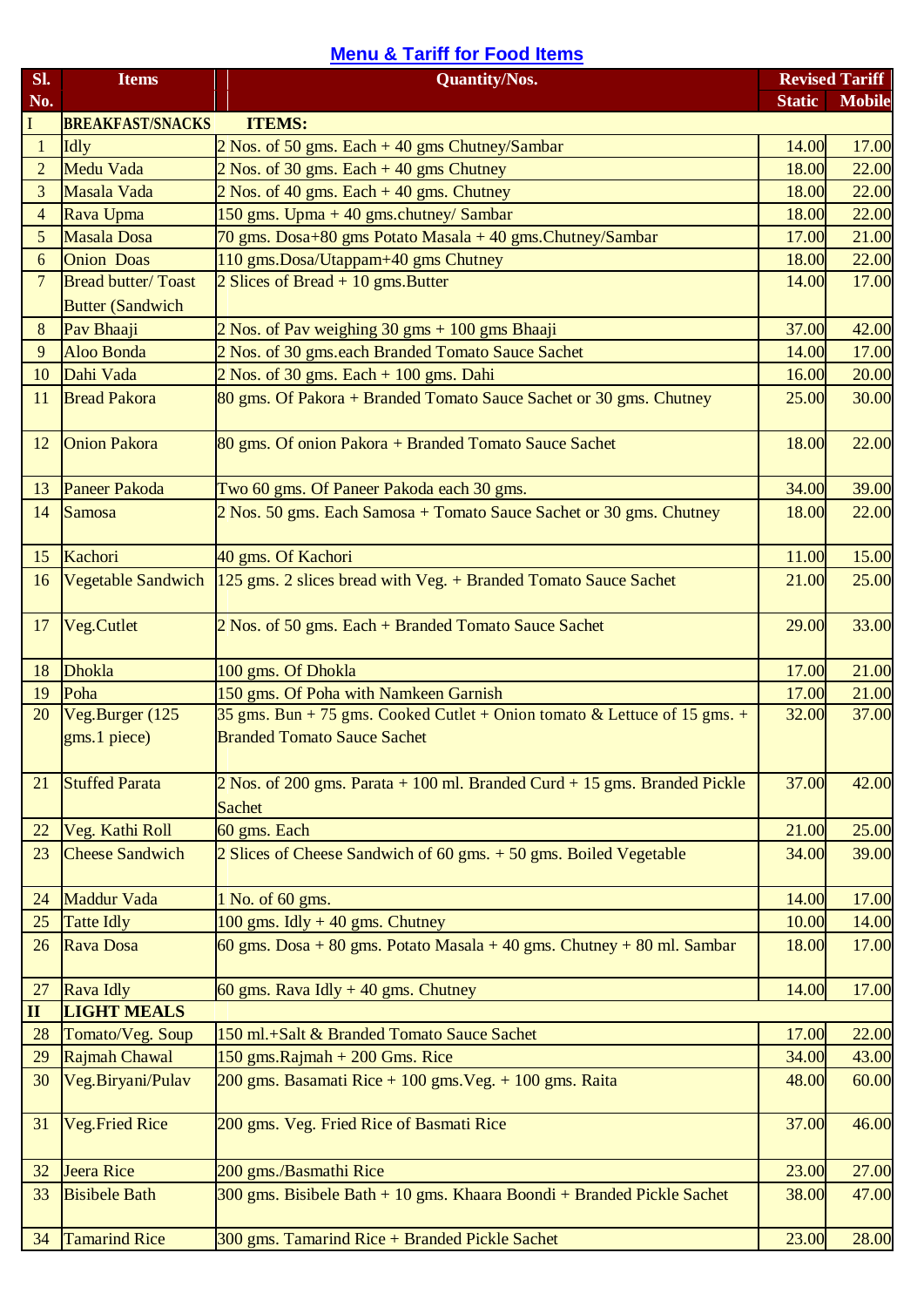## Menu & Tariff for Food Items

| Sl. No. | Items | Quantity/Nos. | Revised Tariff | |
|---|---|---|---|---|
| | | | Static | Mobile |
| I | BREAKFAST/SNACKS | ITEMS: | | |
| 1 | Idly | 2 Nos. of 50 gms. Each + 40 gms Chutney/Sambar | 14.00 | 17.00 |
| 2 | Medu Vada | 2 Nos. of 30 gms. Each + 40 gms Chutney | 18.00 | 22.00 |
| 3 | Masala Vada | 2 Nos. of 40 gms. Each + 40 gms. Chutney | 18.00 | 22.00 |
| 4 | Rava Upma | 150 gms. Upma + 40 gms.chutney/ Sambar | 18.00 | 22.00 |
| 5 | Masala Dosa | 70 gms. Dosa+80 gms Potato Masala + 40 gms.Chutney/Sambar | 17.00 | 21.00 |
| 6 | Onion Doas | 110 gms.Dosa/Utappam+40 gms Chutney | 18.00 | 22.00 |
| 7 | Bread butter/ Toast Butter (Sandwich | 2 Slices of Bread + 10 gms.Butter | 14.00 | 17.00 |
| 8 | Pav Bhaaji | 2 Nos. of Pav weighing 30 gms + 100 gms Bhaaji | 37.00 | 42.00 |
| 9 | Aloo Bonda | 2 Nos. of 30 gms.each Branded Tomato Sauce Sachet | 14.00 | 17.00 |
| 10 | Dahi Vada | 2 Nos. of 30 gms. Each + 100 gms. Dahi | 16.00 | 20.00 |
| 11 | Bread Pakora | 80 gms. Of Pakora + Branded Tomato Sauce Sachet or 30 gms. Chutney | 25.00 | 30.00 |
| 12 | Onion Pakora | 80 gms. Of onion Pakora + Branded Tomato Sauce Sachet | 18.00 | 22.00 |
| 13 | Paneer Pakoda | Two 60 gms. Of Paneer Pakoda each 30 gms. | 34.00 | 39.00 |
| 14 | Samosa | 2 Nos. 50 gms. Each Samosa + Tomato Sauce Sachet or 30 gms. Chutney | 18.00 | 22.00 |
| 15 | Kachori | 40 gms. Of Kachori | 11.00 | 15.00 |
| 16 | Vegetable Sandwich | 125 gms. 2 slices bread with Veg. + Branded Tomato Sauce Sachet | 21.00 | 25.00 |
| 17 | Veg.Cutlet | 2 Nos. of 50 gms. Each + Branded Tomato Sauce Sachet | 29.00 | 33.00 |
| 18 | Dhokla | 100 gms. Of Dhokla | 17.00 | 21.00 |
| 19 | Poha | 150 gms. Of Poha with Namkeen Garnish | 17.00 | 21.00 |
| 20 | Veg.Burger (125 gms.1 piece) | 35 gms. Bun + 75 gms. Cooked Cutlet + Onion tomato & Lettuce of 15 gms. + Branded Tomato Sauce Sachet | 32.00 | 37.00 |
| 21 | Stuffed Parata | 2 Nos. of 200 gms. Parata + 100 ml. Branded Curd + 15 gms. Branded Pickle Sachet | 37.00 | 42.00 |
| 22 | Veg. Kathi Roll | 60 gms. Each | 21.00 | 25.00 |
| 23 | Cheese Sandwich | 2 Slices of Cheese Sandwich of 60 gms. + 50 gms. Boiled Vegetable | 34.00 | 39.00 |
| 24 | Maddur Vada | 1 No. of 60 gms. | 14.00 | 17.00 |
| 25 | Tatte Idly | 100 gms. Idly + 40 gms. Chutney | 10.00 | 14.00 |
| 26 | Rava Dosa | 60 gms. Dosa + 80 gms. Potato Masala + 40 gms. Chutney + 80 ml. Sambar | 18.00 | 17.00 |
| 27 | Rava Idly | 60 gms. Rava Idly + 40 gms. Chutney | 14.00 | 17.00 |
| II | LIGHT MEALS | | | |
| 28 | Tomato/Veg. Soup | 150 ml.+Salt & Branded Tomato Sauce Sachet | 17.00 | 22.00 |
| 29 | Rajmah Chawal | 150 gms.Rajmah + 200 Gms. Rice | 34.00 | 43.00 |
| 30 | Veg.Biryani/Pulav | 200 gms. Basamati Rice + 100 gms.Veg. + 100 gms. Raita | 48.00 | 60.00 |
| 31 | Veg.Fried Rice | 200 gms. Veg. Fried Rice of Basmati Rice | 37.00 | 46.00 |
| 32 | Jeera Rice | 200 gms./Basmathi Rice | 23.00 | 27.00 |
| 33 | Bisibele Bath | 300 gms. Bisibele Bath + 10 gms. Khaara Boondi + Branded Pickle Sachet | 38.00 | 47.00 |
| 34 | Tamarind Rice | 300 gms. Tamarind Rice + Branded Pickle Sachet | 23.00 | 28.00 |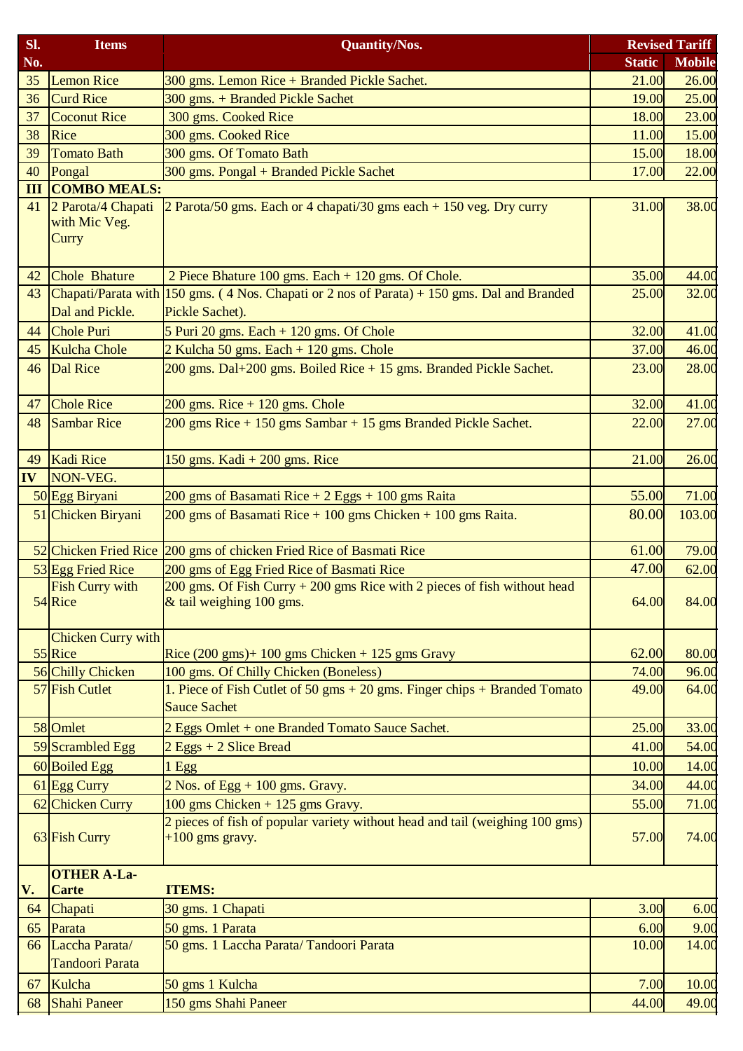| Sl. No. | Items | Quantity/Nos. | Revised Tariff | |
|---|---|---|---|---|
| | | | Static | Mobile |
| 35 | Lemon Rice | 300 gms. Lemon Rice + Branded Pickle Sachet. | 21.00 | 26.00 |
| 36 | Curd Rice | 300 gms. + Branded Pickle Sachet | 19.00 | 25.00 |
| 37 | Coconut Rice | 300 gms. Cooked Rice | 18.00 | 23.00 |
| 38 | Rice | 300 gms. Cooked Rice | 11.00 | 15.00 |
| 39 | Tomato Bath | 300 gms. Of Tomato Bath | 15.00 | 18.00 |
| 40 | Pongal | 300 gms. Pongal + Branded Pickle Sachet | 17.00 | 22.00 |
| **III** | **COMBO MEALS:** | | | |
| 41 | 2 Parota/4 Chapati with Mic Veg. Curry | 2 Parota/50 gms. Each or 4 chapati/30 gms each + 150 veg. Dry curry | 31.00 | 38.00 |
| 42 | Chole Bhature | 2 Piece Bhature 100 gms. Each + 120 gms. Of Chole. | 35.00 | 44.00 |
| 43 | Chapati/Parata with Dal and Pickle. | 150 gms. ( 4 Nos. Chapati or 2 nos of Parata) + 150 gms. Dal and Branded Pickle Sachet). | 25.00 | 32.00 |
| 44 | Chole Puri | 5 Puri 20 gms. Each + 120 gms. Of Chole | 32.00 | 41.00 |
| 45 | Kulcha Chole | 2 Kulcha 50 gms. Each + 120 gms. Chole | 37.00 | 46.00 |
| 46 | Dal Rice | 200 gms. Dal+200 gms. Boiled Rice + 15 gms. Branded Pickle Sachet. | 23.00 | 28.00 |
| 47 | Chole Rice | 200 gms. Rice + 120 gms. Chole | 32.00 | 41.00 |
| 48 | Sambar Rice | 200 gms Rice + 150 gms Sambar + 15 gms Branded Pickle Sachet. | 22.00 | 27.00 |
| 49 | Kadi Rice | 150 gms. Kadi + 200 gms. Rice | 21.00 | 26.00 |
| **IV** | NON-VEG. | | | |
| 50 | Egg Biryani | 200 gms of Basamati Rice + 2 Eggs + 100 gms Raita | 55.00 | 71.00 |
| 51 | Chicken Biryani | 200 gms of Basamati Rice + 100 gms Chicken + 100 gms Raita. | 80.00 | 103.00 |
| 52 | Chicken Fried Rice | 200 gms of chicken Fried Rice of Basmati Rice | 61.00 | 79.00 |
| 53 | Egg Fried Rice | 200 gms of Egg Fried Rice of Basmati Rice | 47.00 | 62.00 |
| 54 | Fish Curry with Rice | 200 gms. Of Fish Curry + 200 gms Rice with 2 pieces of fish without head & tail weighing 100 gms. | 64.00 | 84.00 |
| 55 | Chicken Curry with Rice | Rice (200 gms)+ 100 gms Chicken + 125 gms Gravy | 62.00 | 80.00 |
| 56 | Chilly Chicken | 100 gms. Of Chilly Chicken (Boneless) | 74.00 | 96.00 |
| 57 | Fish Cutlet | 1. Piece of Fish Cutlet of 50 gms + 20 gms. Finger chips + Branded Tomato Sauce Sachet | 49.00 | 64.00 |
| 58 | Omlet | 2 Eggs Omlet + one Branded Tomato Sauce Sachet. | 25.00 | 33.00 |
| 59 | Scrambled Egg | 2 Eggs + 2 Slice Bread | 41.00 | 54.00 |
| 60 | Boiled Egg | 1 Egg | 10.00 | 14.00 |
| 61 | Egg Curry | 2 Nos. of Egg + 100 gms. Gravy. | 34.00 | 44.00 |
| 62 | Chicken Curry | 100 gms Chicken + 125 gms Gravy. | 55.00 | 71.00 |
| 63 | Fish Curry | 2 pieces of fish of popular variety without head and tail (weighing 100 gms) +100 gms gravy. | 57.00 | 74.00 |
| **V.** | **OTHER A-La-Carte** | **ITEMS:** | | |
| 64 | Chapati | 30 gms. 1 Chapati | 3.00 | 6.00 |
| 65 | Parata | 50 gms. 1 Parata | 6.00 | 9.00 |
| 66 | Laccha Parata/ Tandoori Parata | 50 gms. 1 Laccha Parata/ Tandoori Parata | 10.00 | 14.00 |
| 67 | Kulcha | 50 gms 1 Kulcha | 7.00 | 10.00 |
| 68 | Shahi Paneer | 150 gms Shahi Paneer | 44.00 | 49.00 |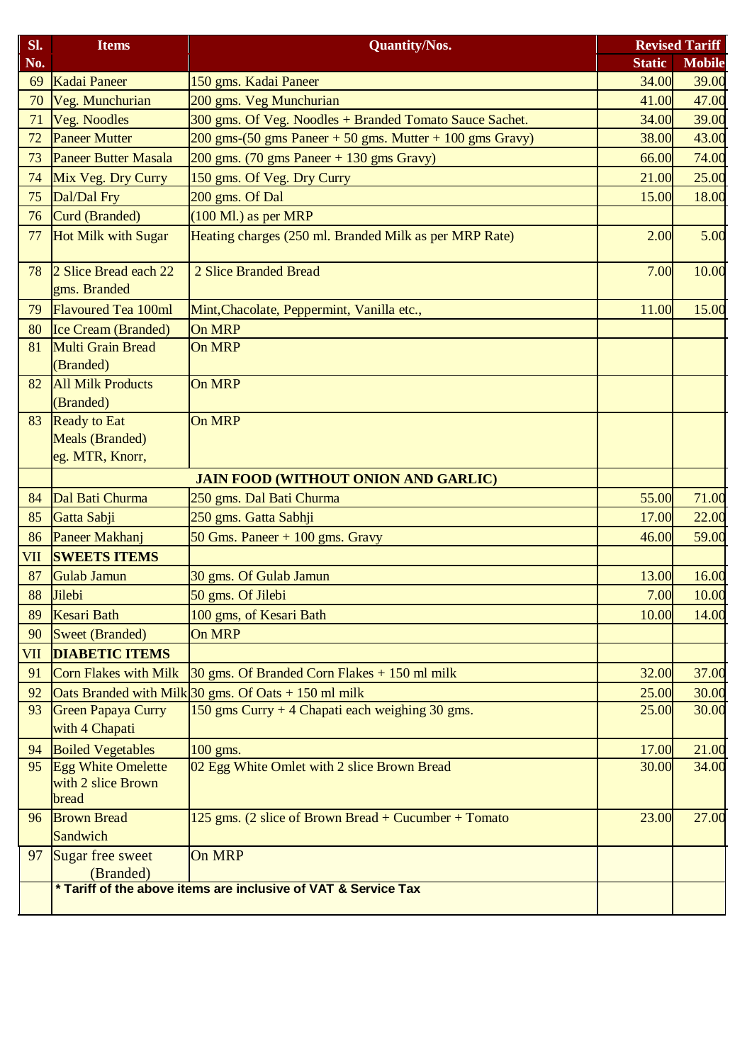| Sl. No. | Items | Quantity/Nos. | Revised Tariff | |
|---|---|---|---|---|
| | | | Static | Mobile |
| 69 | Kadai Paneer | 150 gms. Kadai Paneer | 34.00 | 39.00 |
| 70 | Veg. Munchurian | 200 gms. Veg Munchurian | 41.00 | 47.00 |
| 71 | Veg. Noodles | 300 gms. Of Veg. Noodles + Branded Tomato Sauce Sachet. | 34.00 | 39.00 |
| 72 | Paneer Mutter | 200 gms-(50 gms Paneer + 50 gms. Mutter + 100 gms Gravy) | 38.00 | 43.00 |
| 73 | Paneer Butter Masala | 200 gms. (70 gms Paneer + 130 gms Gravy) | 66.00 | 74.00 |
| 74 | Mix Veg. Dry Curry | 150 gms. Of Veg. Dry Curry | 21.00 | 25.00 |
| 75 | Dal/Dal Fry | 200 gms. Of Dal | 15.00 | 18.00 |
| 76 | Curd (Branded) | (100 Ml.) as per MRP | | |
| 77 | Hot Milk with Sugar | Heating charges (250 ml. Branded Milk as per MRP Rate) | 2.00 | 5.00 |
| 78 | 2 Slice Bread each 22 gms. Branded | 2 Slice Branded Bread | 7.00 | 10.00 |
| 79 | Flavoured Tea 100ml | Mint,Chacolate, Peppermint, Vanilla etc., | 11.00 | 15.00 |
| 80 | Ice Cream (Branded) | On MRP | | |
| 81 | Multi Grain Bread (Branded) | On MRP | | |
| 82 | All Milk Products (Branded) | On MRP | | |
| 83 | Ready to Eat Meals (Branded) eg. MTR, Knorr, | On MRP | | |
| | **JAIN FOOD (WITHOUT ONION AND GARLIC)** | | | |
| 84 | Dal Bati Churma | 250 gms. Dal Bati Churma | 55.00 | 71.00 |
| 85 | Gatta Sabji | 250 gms. Gatta Sabhji | 17.00 | 22.00 |
| 86 | Paneer Makhanj | 50 Gms. Paneer + 100 gms. Gravy | 46.00 | 59.00 |
| VII | **SWEETS ITEMS** | | | |
| 87 | Gulab Jamun | 30 gms. Of Gulab Jamun | 13.00 | 16.00 |
| 88 | Jilebi | 50 gms. Of Jilebi | 7.00 | 10.00 |
| 89 | Kesari Bath | 100 gms, of Kesari Bath | 10.00 | 14.00 |
| 90 | Sweet (Branded) | On MRP | | |
| VII | **DIABETIC ITEMS** | | | |
| 91 | Corn Flakes with Milk | 30 gms. Of Branded Corn Flakes + 150 ml milk | 32.00 | 37.00 |
| 92 | Oats Branded with Milk | 30 gms. Of Oats + 150 ml milk | 25.00 | 30.00 |
| 93 | Green Papaya Curry with 4 Chapati | 150 gms Curry + 4 Chapati each weighing 30 gms. | 25.00 | 30.00 |
| 94 | Boiled Vegetables | 100 gms. | 17.00 | 21.00 |
| 95 | Egg White Omelette with 2 slice Brown bread | 02 Egg White Omlet with 2 slice Brown Bread | 30.00 | 34.00 |
| 96 | Brown Bread Sandwich | 125 gms. (2 slice of Brown Bread + Cucumber + Tomato | 23.00 | 27.00 |
| 97 | Sugar free sweet (Branded) | On MRP | | |
| | **\* Tariff of the above items are inclusive of VAT & Service Tax** | | | |